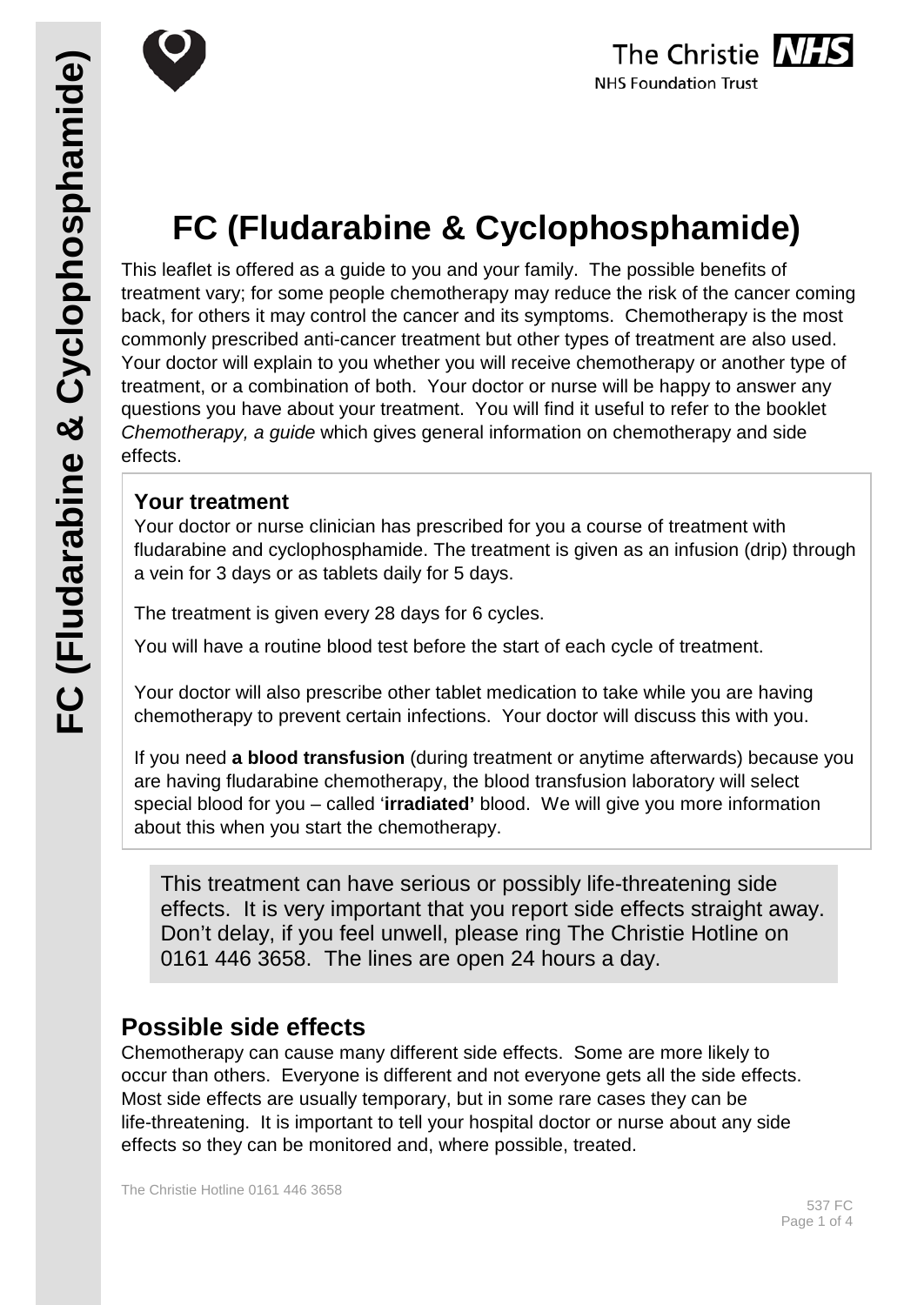# FC (Fludarabine & Cyclophosphamide)

This leaflet is offered as a guide to you and your family. The possible benefits of treatment vary; for some people chemotherapy may reduce the risk of the cancer coming back, for others it may control the cancer and its symptoms. Chemotherapy is the most commonly prescribed anti-cancer treatment but other types of treatment are also used. Your doctor will explain to you whether you will receive chemotherapy or another type of treatment, or a combination of both. Your doctor or nurse will be happy to answer any questions you have about your treatment. You will find it useful to refer to the booklet *Chemotherapy, a guide* which gives general information on chemotherapy and side effects.

## Your treatment

Your doctor or nurse clinician has prescribed for you a course of treatment with fludarabine and cyclophosphamide. The treatment is given as an infusion (drip) through a vein for 3 days or as tablets daily for 5 days.

The treatment is given every 28 days for 6 cycles.

You will have a routine blood test before the start of each cycle of treatment.

Your doctor will also prescribe other tablet medication to take while you are having chemotherapy to prevent certain infections. Your doctor will discuss this with you.

If you need **a blood transfusion** (during treatment or anytime afterwards) because you are having fludarabine chemotherapy, the blood transfusion laboratory will select special blood for you – called '**irradiated'** blood. We will give you more information about this when you start the chemotherapy.

This treatment can have serious or possibly life-threatening side effects. It is very important that you report side effects straight away. Don't delay, if you feel unwell, please ring The Christie Hotline on 0161 446 3658. The lines are open 24 hours a day.

## Possible side effects

Chemotherapy can cause many different side effects. Some are more likely to occur than others. Everyone is different and not everyone gets all the side effects. Most side effects are usually temporary, but in some rare cases they can be life-threatening. It is important to tell your hospital doctor or nurse about any side effects so they can be monitored and, where possible, treated.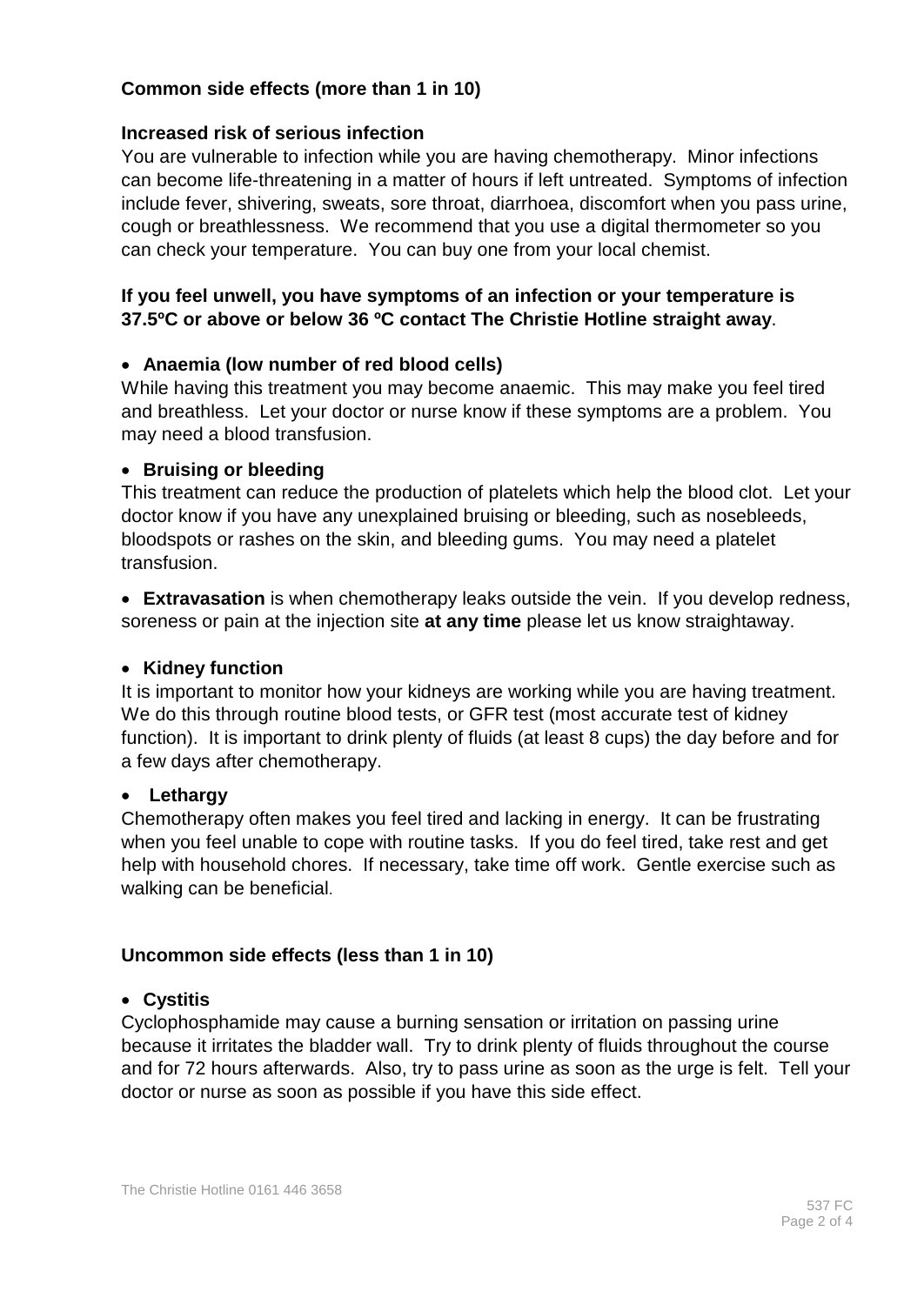### Common side effects (more than 1 in 10)

**Increased risk of serious infection**

You are vulnerable to infection while you are having chemotherapy. Minor infections can become life-threatening in a matter of hours if left untreated. Symptoms of infection include fever, shivering, sweats, sore throat, diarrhoea, discomfort when you pass urine, cough or breathlessness. We recommend that you use a digital thermometer so you can check your temperature. You can buy one from your local chemist.

**If you feel unwell, you have symptoms of an infection or your temperature is 37.5ºC or above or below 36 ºC contact The Christie Hotline straight away**.

- **Anaemia (low number of red blood cells)**

While having this treatment you may become anaemic. This may make you feel tired and breathless. Let your doctor or nurse know if these symptoms are a problem. You may need a blood transfusion.

- **Bruising or bleeding**

This treatment can reduce the production of platelets which help the blood clot. Let your doctor know if you have any unexplained bruising or bleeding, such as nosebleeds, bloodspots or rashes on the skin, and bleeding gums. You may need a platelet transfusion.

- **Extravasation** is when chemotherapy leaks outside the vein. If you develop redness, soreness or pain at the injection site **at any time** please let us know straightaway.

- **Kidney function**

It is important to monitor how your kidneys are working while you are having treatment. We do this through routine blood tests, or GFR test (most accurate test of kidney function). It is important to drink plenty of fluids (at least 8 cups) the day before and for a few days after chemotherapy.

- **Lethargy**

Chemotherapy often makes you feel tired and lacking in energy. It can be frustrating when you feel unable to cope with routine tasks. If you do feel tired, take rest and get help with household chores. If necessary, take time off work. Gentle exercise such as walking can be beneficial.

### Uncommon side effects (less than 1 in 10)

- **Cystitis**

Cyclophosphamide may cause a burning sensation or irritation on passing urine because it irritates the bladder wall. Try to drink plenty of fluids throughout the course and for 72 hours afterwards. Also, try to pass urine as soon as the urge is felt. Tell your doctor or nurse as soon as possible if you have this side effect.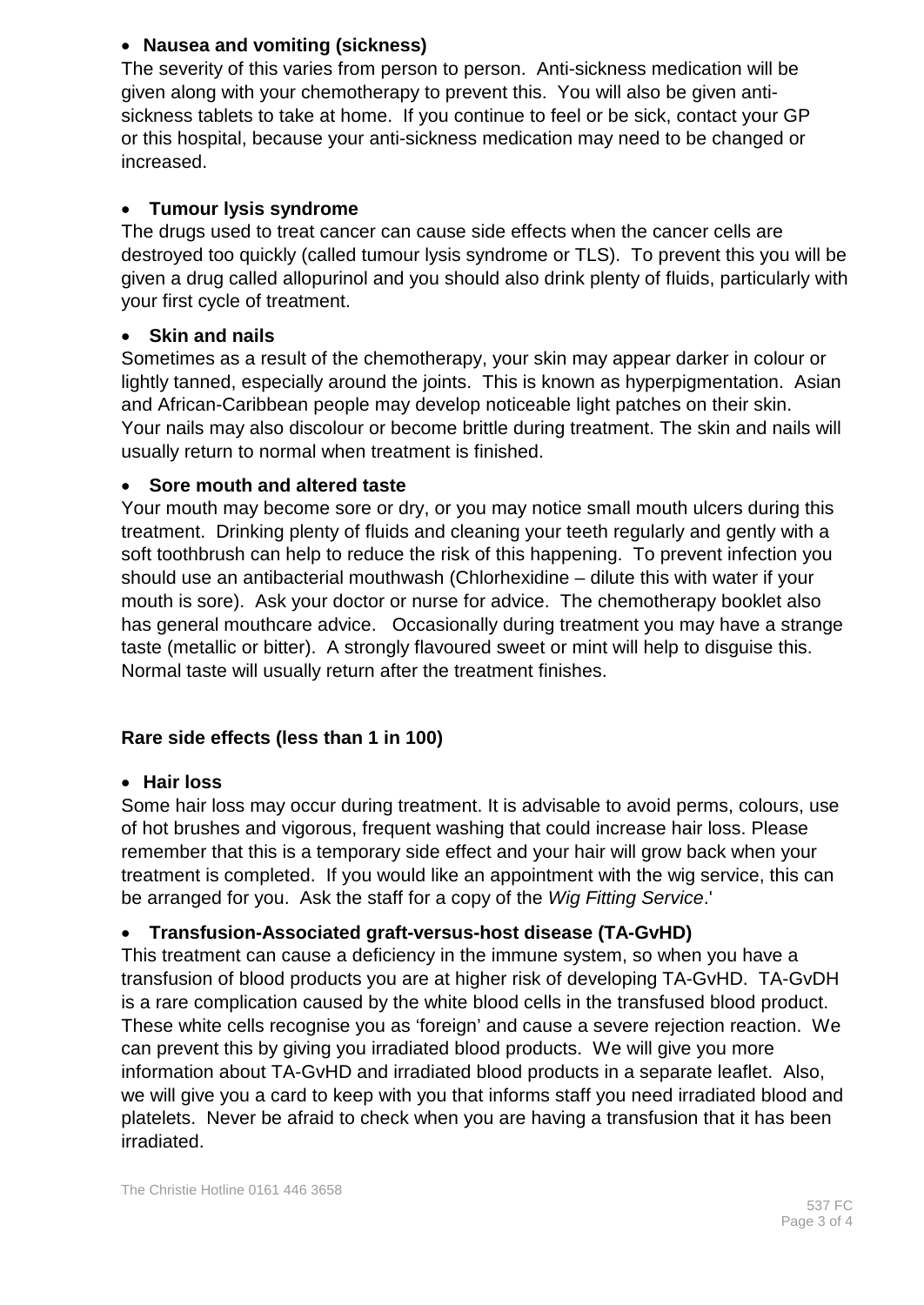- **Nausea and vomiting (sickness)**

The severity of this varies from person to person. Anti-sickness medication will be given along with your chemotherapy to prevent this. You will also be given anti-sickness tablets to take at home. If you continue to feel or be sick, contact your GP or this hospital, because your anti-sickness medication may need to be changed or increased.

- **Tumour lysis syndrome**

The drugs used to treat cancer can cause side effects when the cancer cells are destroyed too quickly (called tumour lysis syndrome or TLS). To prevent this you will be given a drug called allopurinol and you should also drink plenty of fluids, particularly with your first cycle of treatment.

- **Skin and nails**

Sometimes as a result of the chemotherapy, your skin may appear darker in colour or lightly tanned, especially around the joints. This is known as hyperpigmentation. Asian and African-Caribbean people may develop noticeable light patches on their skin. Your nails may also discolour or become brittle during treatment. The skin and nails will usually return to normal when treatment is finished.

- **Sore mouth and altered taste**

Your mouth may become sore or dry, or you may notice small mouth ulcers during this treatment. Drinking plenty of fluids and cleaning your teeth regularly and gently with a soft toothbrush can help to reduce the risk of this happening. To prevent infection you should use an antibacterial mouthwash (Chlorhexidine – dilute this with water if your mouth is sore). Ask your doctor or nurse for advice. The chemotherapy booklet also has general mouthcare advice. Occasionally during treatment you may have a strange taste (metallic or bitter). A strongly flavoured sweet or mint will help to disguise this. Normal taste will usually return after the treatment finishes.

## Rare side effects (less than 1 in 100)

- **Hair loss**

Some hair loss may occur during treatment. It is advisable to avoid perms, colours, use of hot brushes and vigorous, frequent washing that could increase hair loss. Please remember that this is a temporary side effect and your hair will grow back when your treatment is completed. If you would like an appointment with the wig service, this can be arranged for you. Ask the staff for a copy of the *Wig Fitting Service*.'

- **Transfusion-Associated graft-versus-host disease (TA-GvHD)**

This treatment can cause a deficiency in the immune system, so when you have a transfusion of blood products you are at higher risk of developing TA-GvHD. TA-GvDH is a rare complication caused by the white blood cells in the transfused blood product. These white cells recognise you as 'foreign' and cause a severe rejection reaction. We can prevent this by giving you irradiated blood products. We will give you more information about TA-GvHD and irradiated blood products in a separate leaflet. Also, we will give you a card to keep with you that informs staff you need irradiated blood and platelets. Never be afraid to check when you are having a transfusion that it has been irradiated.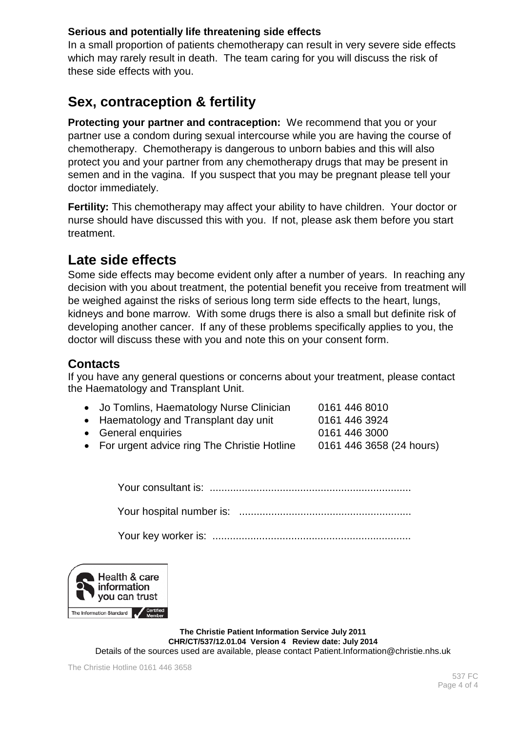### Serious and potentially life threatening side effects

In a small proportion of patients chemotherapy can result in very severe side effects which may rarely result in death. The team caring for you will discuss the risk of these side effects with you.

## Sex, contraception & fertility

**Protecting your partner and contraception:** We recommend that you or your partner use a condom during sexual intercourse while you are having the course of chemotherapy. Chemotherapy is dangerous to unborn babies and this will also protect you and your partner from any chemotherapy drugs that may be present in semen and in the vagina. If you suspect that you may be pregnant please tell your doctor immediately.

**Fertility:** This chemotherapy may affect your ability to have children. Your doctor or nurse should have discussed this with you. If not, please ask them before you start treatment.

## Late side effects

Some side effects may become evident only after a number of years. In reaching any decision with you about treatment, the potential benefit you receive from treatment will be weighed against the risks of serious long term side effects to the heart, lungs, kidneys and bone marrow. With some drugs there is also a small but definite risk of developing another cancer. If any of these problems specifically applies to you, the doctor will discuss these with you and note this on your consent form.

### Contacts

If you have any general questions or concerns about your treatment, please contact the Haematology and Transplant Unit.

- Jo Tomlins, Haematology Nurse Clinician — 0161 446 8010
- Haematology and Transplant day unit — 0161 446 3924
- General enquiries — 0161 446 3000
- For urgent advice ring The Christie Hotline — 0161 446 3658 (24 hours)

Your consultant is: ....................................................................

Your hospital number is: ..........................................................

Your key worker is: ...................................................................

Health & care information you can trust — The Information Standard — Certified Member

**The Christie Patient Information Service July 2011**
**CHR/CT/537/12.01.04 Version 4 Review date: July 2014**
Details of the sources used are available, please contact Patient.Information@christie.nhs.uk